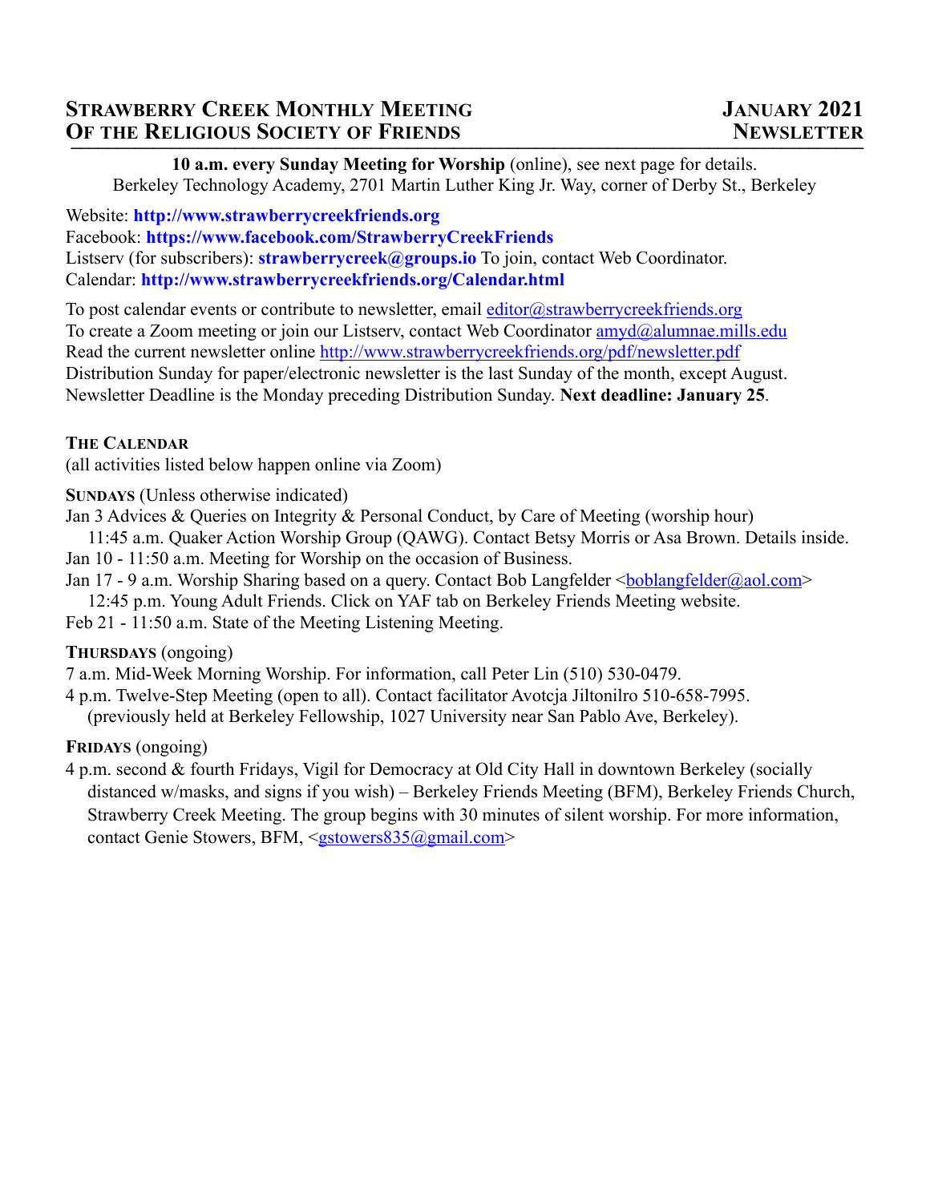# Strawberry Creek Monthly Meeting of the Religious Society of Friends

**January 2021 Newsletter**

**10 a.m. every Sunday Meeting for Worship** (online), see next page for details.
Berkeley Technology Academy, 2701 Martin Luther King Jr. Way, corner of Derby St., Berkeley

Website: **http://www.strawberrycreekfriends.org**
Facebook: **https://www.facebook.com/StrawberryCreekFriends**
Listserv (for subscribers): **strawberrycreek@groups.io** To join, contact Web Coordinator.
Calendar: **http://www.strawberrycreekfriends.org/Calendar.html**

To post calendar events or contribute to newsletter, email editor@strawberrycreekfriends.org
To create a Zoom meeting or join our Listserv, contact Web Coordinator amyd@alumnae.mills.edu
Read the current newsletter online http://www.strawberrycreekfriends.org/pdf/newsletter.pdf
Distribution Sunday for paper/electronic newsletter is the last Sunday of the month, except August.
Newsletter Deadline is the Monday preceding Distribution Sunday. **Next deadline: January 25**.

## The Calendar

(all activities listed below happen online via Zoom)

**Sundays** (Unless otherwise indicated)

Jan 3 Advices & Queries on Integrity & Personal Conduct, by Care of Meeting (worship hour)
11:45 a.m. Quaker Action Worship Group (QAWG). Contact Betsy Morris or Asa Brown. Details inside.
Jan 10 - 11:50 a.m. Meeting for Worship on the occasion of Business.
Jan 17 - 9 a.m. Worship Sharing based on a query. Contact Bob Langfelder <boblangfelder@aol.com>
12:45 p.m. Young Adult Friends. Click on YAF tab on Berkeley Friends Meeting website.
Feb 21 - 11:50 a.m. State of the Meeting Listening Meeting.

**Thursdays** (ongoing)

7 a.m. Mid-Week Morning Worship. For information, call Peter Lin (510) 530-0479.
4 p.m. Twelve-Step Meeting (open to all). Contact facilitator Avotcja Jiltonilro 510-658-7995.
(previously held at Berkeley Fellowship, 1027 University near San Pablo Ave, Berkeley).

**Fridays** (ongoing)

4 p.m. second & fourth Fridays, Vigil for Democracy at Old City Hall in downtown Berkeley (socially distanced w/masks, and signs if you wish) – Berkeley Friends Meeting (BFM), Berkeley Friends Church, Strawberry Creek Meeting. The group begins with 30 minutes of silent worship. For more information, contact Genie Stowers, BFM, <gstowers835@gmail.com>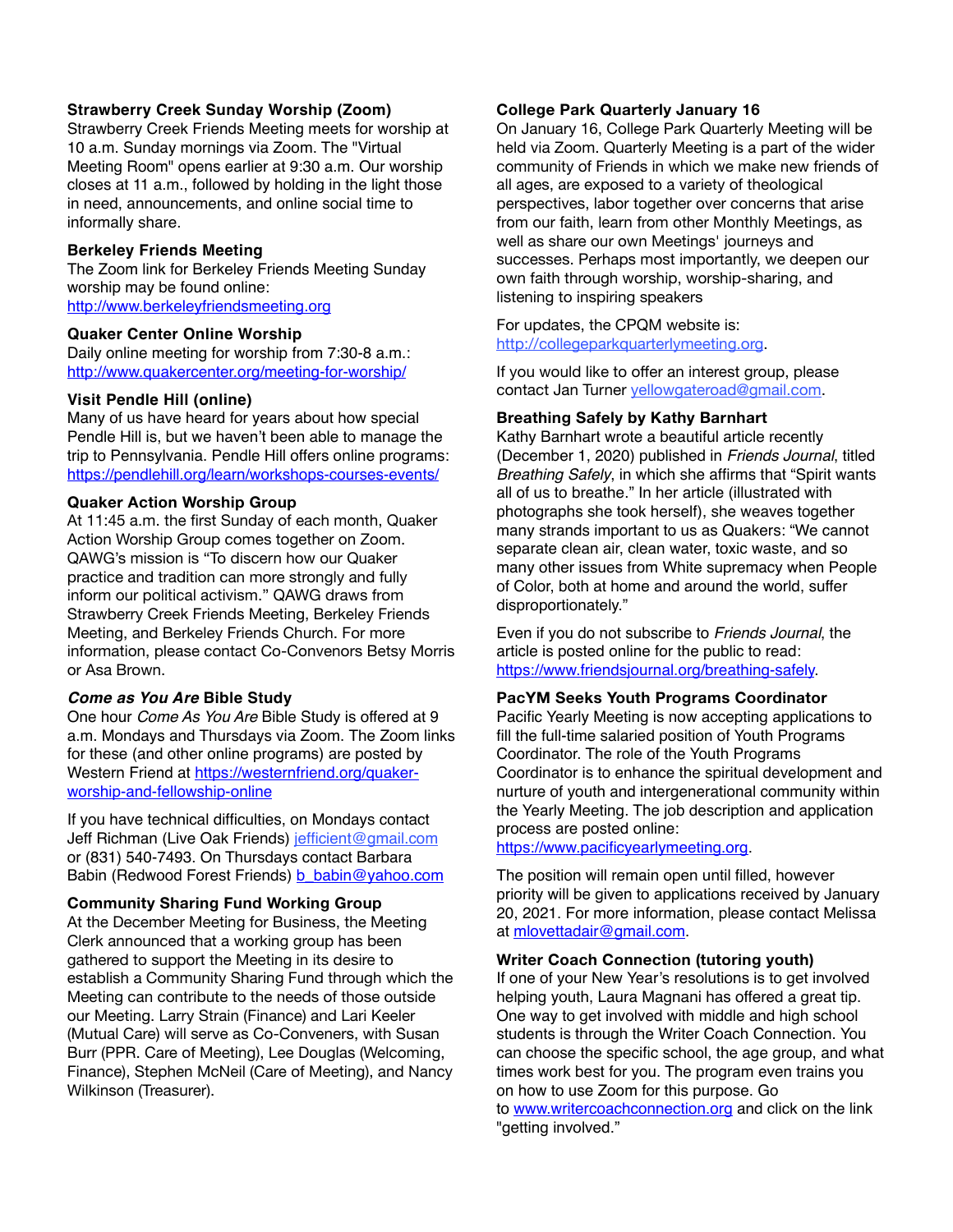**Strawberry Creek Sunday Worship (Zoom)**
Strawberry Creek Friends Meeting meets for worship at 10 a.m. Sunday mornings via Zoom. The "Virtual Meeting Room" opens earlier at 9:30 a.m. Our worship closes at 11 a.m., followed by holding in the light those in need, announcements, and online social time to informally share.

**Berkeley Friends Meeting**
The Zoom link for Berkeley Friends Meeting Sunday worship may be found online:
http://www.berkeleyfriendsmeeting.org

**Quaker Center Online Worship**
Daily online meeting for worship from 7:30-8 a.m.:
http://www.quakercenter.org/meeting-for-worship/

**Visit Pendle Hill (online)**
Many of us have heard for years about how special Pendle Hill is, but we haven't been able to manage the trip to Pennsylvania. Pendle Hill offers online programs:
https://pendlehill.org/learn/workshops-courses-events/

**Quaker Action Worship Group**
At 11:45 a.m. the first Sunday of each month, Quaker Action Worship Group comes together on Zoom. QAWG's mission is "To discern how our Quaker practice and tradition can more strongly and fully inform our political activism." QAWG draws from Strawberry Creek Friends Meeting, Berkeley Friends Meeting, and Berkeley Friends Church. For more information, please contact Co-Convenors Betsy Morris or Asa Brown.

***Come as You Are* Bible Study**
One hour *Come As You Are* Bible Study is offered at 9 a.m. Mondays and Thursdays via Zoom. The Zoom links for these (and other online programs) are posted by Western Friend at https://westernfriend.org/quaker-worship-and-fellowship-online

If you have technical difficulties, on Mondays contact Jeff Richman (Live Oak Friends) jefficient@gmail.com or (831) 540-7493. On Thursdays contact Barbara Babin (Redwood Forest Friends) b_babin@yahoo.com

**Community Sharing Fund Working Group**
At the December Meeting for Business, the Meeting Clerk announced that a working group has been gathered to support the Meeting in its desire to establish a Community Sharing Fund through which the Meeting can contribute to the needs of those outside our Meeting. Larry Strain (Finance) and Lari Keeler (Mutual Care) will serve as Co-Conveners, with Susan Burr (PPR. Care of Meeting), Lee Douglas (Welcoming, Finance), Stephen McNeil (Care of Meeting), and Nancy Wilkinson (Treasurer).

**College Park Quarterly January 16**
On January 16, College Park Quarterly Meeting will be held via Zoom. Quarterly Meeting is a part of the wider community of Friends in which we make new friends of all ages, are exposed to a variety of theological perspectives, labor together over concerns that arise from our faith, learn from other Monthly Meetings, as well as share our own Meetings' journeys and successes. Perhaps most importantly, we deepen our own faith through worship, worship-sharing, and listening to inspiring speakers

For updates, the CPQM website is:
http://collegeparkquarterlymeeting.org.

If you would like to offer an interest group, please contact Jan Turner yellowgateroad@gmail.com.

**Breathing Safely by Kathy Barnhart**
Kathy Barnhart wrote a beautiful article recently (December 1, 2020) published in *Friends Journal*, titled *Breathing Safely*, in which she affirms that "Spirit wants all of us to breathe." In her article (illustrated with photographs she took herself), she weaves together many strands important to us as Quakers: "We cannot separate clean air, clean water, toxic waste, and so many other issues from White supremacy when People of Color, both at home and around the world, suffer disproportionately."

Even if you do not subscribe to *Friends Journal*, the article is posted online for the public to read:
https://www.friendsjournal.org/breathing-safely.

**PacYM Seeks Youth Programs Coordinator**
Pacific Yearly Meeting is now accepting applications to fill the full-time salaried position of Youth Programs Coordinator. The role of the Youth Programs Coordinator is to enhance the spiritual development and nurture of youth and intergenerational community within the Yearly Meeting. The job description and application process are posted online:
https://www.pacificyearlymeeting.org.

The position will remain open until filled, however priority will be given to applications received by January 20, 2021. For more information, please contact Melissa at mlovettadair@gmail.com.

**Writer Coach Connection (tutoring youth)**
If one of your New Year's resolutions is to get involved helping youth, Laura Magnani has offered a great tip. One way to get involved with middle and high school students is through the Writer Coach Connection. You can choose the specific school, the age group, and what times work best for you. The program even trains you on how to use Zoom for this purpose. Go to www.writercoachconnection.org and click on the link "getting involved."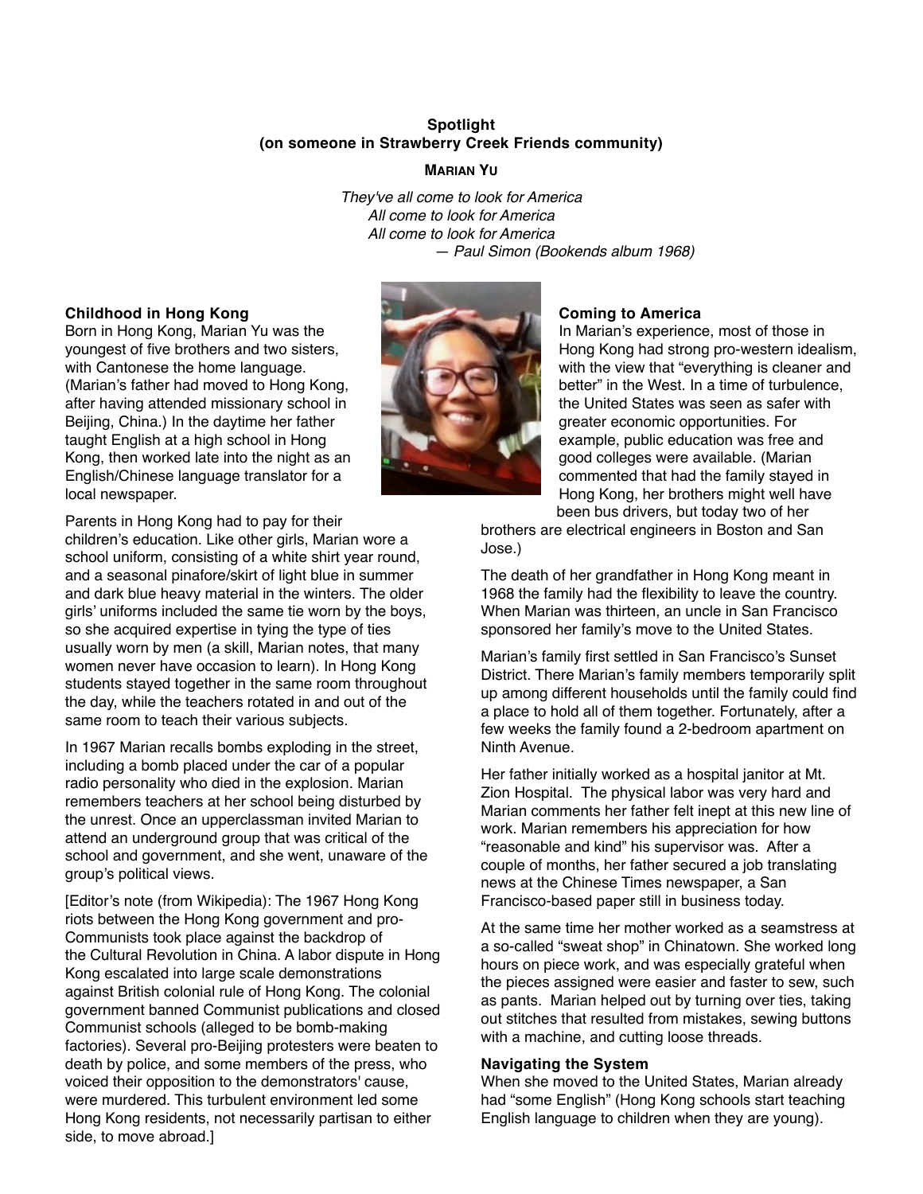**Spotlight**
**(on someone in Strawberry Creek Friends community)**

**MARIAN YU**

*They've all come to look for America*
*All come to look for America*
*All come to look for America*
*— Paul Simon (Bookends album 1968)*

### Childhood in Hong Kong

Born in Hong Kong, Marian Yu was the youngest of five brothers and two sisters, with Cantonese the home language. (Marian's father had moved to Hong Kong, after having attended missionary school in Beijing, China.) In the daytime her father taught English at a high school in Hong Kong, then worked late into the night as an English/Chinese language translator for a local newspaper.

Parents in Hong Kong had to pay for their children's education. Like other girls, Marian wore a school uniform, consisting of a white shirt year round, and a seasonal pinafore/skirt of light blue in summer and dark blue heavy material in the winters. The older girls' uniforms included the same tie worn by the boys, so she acquired expertise in tying the type of ties usually worn by men (a skill, Marian notes, that many women never have occasion to learn). In Hong Kong students stayed together in the same room throughout the day, while the teachers rotated in and out of the same room to teach their various subjects.

In 1967 Marian recalls bombs exploding in the street, including a bomb placed under the car of a popular radio personality who died in the explosion. Marian remembers teachers at her school being disturbed by the unrest. Once an upperclassman invited Marian to attend an underground group that was critical of the school and government, and she went, unaware of the group's political views.

[Editor's note (from Wikipedia): The 1967 Hong Kong riots between the Hong Kong government and pro-Communists took place against the backdrop of the Cultural Revolution in China. A labor dispute in Hong Kong escalated into large scale demonstrations against British colonial rule of Hong Kong. The colonial government banned Communist publications and closed Communist schools (alleged to be bomb-making factories). Several pro-Beijing protesters were beaten to death by police, and some members of the press, who voiced their opposition to the demonstrators' cause, were murdered. This turbulent environment led some Hong Kong residents, not necessarily partisan to either side, to move abroad.]

### Coming to America

In Marian's experience, most of those in Hong Kong had strong pro-western idealism, with the view that "everything is cleaner and better" in the West. In a time of turbulence, the United States was seen as safer with greater economic opportunities. For example, public education was free and good colleges were available. (Marian commented that had the family stayed in Hong Kong, her brothers might well have been bus drivers, but today two of her brothers are electrical engineers in Boston and San Jose.)

The death of her grandfather in Hong Kong meant in 1968 the family had the flexibility to leave the country. When Marian was thirteen, an uncle in San Francisco sponsored her family's move to the United States.

Marian's family first settled in San Francisco's Sunset District. There Marian's family members temporarily split up among different households until the family could find a place to hold all of them together. Fortunately, after a few weeks the family found a 2-bedroom apartment on Ninth Avenue.

Her father initially worked as a hospital janitor at Mt. Zion Hospital. The physical labor was very hard and Marian comments her father felt inept at this new line of work. Marian remembers his appreciation for how "reasonable and kind" his supervisor was. After a couple of months, her father secured a job translating news at the Chinese Times newspaper, a San Francisco-based paper still in business today.

At the same time her mother worked as a seamstress at a so-called "sweat shop" in Chinatown. She worked long hours on piece work, and was especially grateful when the pieces assigned were easier and faster to sew, such as pants. Marian helped out by turning over ties, taking out stitches that resulted from mistakes, sewing buttons with a machine, and cutting loose threads.

### Navigating the System

When she moved to the United States, Marian already had "some English" (Hong Kong schools start teaching English language to children when they are young).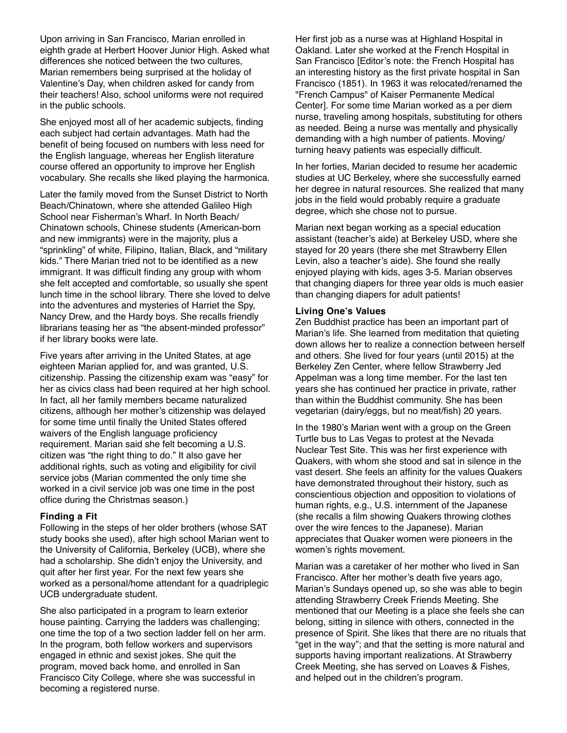Upon arriving in San Francisco, Marian enrolled in eighth grade at Herbert Hoover Junior High. Asked what differences she noticed between the two cultures, Marian remembers being surprised at the holiday of Valentine's Day, when children asked for candy from their teachers! Also, school uniforms were not required in the public schools.

She enjoyed most all of her academic subjects, finding each subject had certain advantages. Math had the benefit of being focused on numbers with less need for the English language, whereas her English literature course offered an opportunity to improve her English vocabulary. She recalls she liked playing the harmonica.

Later the family moved from the Sunset District to North Beach/Chinatown, where she attended Galileo High School near Fisherman's Wharf. In North Beach/ Chinatown schools, Chinese students (American-born and new immigrants) were in the majority, plus a "sprinkling" of white, Filipino, Italian, Black, and "military kids." There Marian tried not to be identified as a new immigrant. It was difficult finding any group with whom she felt accepted and comfortable, so usually she spent lunch time in the school library. There she loved to delve into the adventures and mysteries of Harriet the Spy, Nancy Drew, and the Hardy boys. She recalls friendly librarians teasing her as "the absent-minded professor" if her library books were late.

Five years after arriving in the United States, at age eighteen Marian applied for, and was granted, U.S. citizenship. Passing the citizenship exam was "easy" for her as civics class had been required at her high school. In fact, all her family members became naturalized citizens, although her mother's citizenship was delayed for some time until finally the United States offered waivers of the English language proficiency requirement. Marian said she felt becoming a U.S. citizen was "the right thing to do." It also gave her additional rights, such as voting and eligibility for civil service jobs (Marian commented the only time she worked in a civil service job was one time in the post office during the Christmas season.)

**Finding a Fit**

Following in the steps of her older brothers (whose SAT study books she used), after high school Marian went to the University of California, Berkeley (UCB), where she had a scholarship. She didn't enjoy the University, and quit after her first year. For the next few years she worked as a personal/home attendant for a quadriplegic UCB undergraduate student.

She also participated in a program to learn exterior house painting. Carrying the ladders was challenging; one time the top of a two section ladder fell on her arm. In the program, both fellow workers and supervisors engaged in ethnic and sexist jokes. She quit the program, moved back home, and enrolled in San Francisco City College, where she was successful in becoming a registered nurse.

Her first job as a nurse was at Highland Hospital in Oakland. Later she worked at the French Hospital in San Francisco [Editor's note: the French Hospital has an interesting history as the first private hospital in San Francisco (1851). In 1963 it was relocated/renamed the "French Campus" of Kaiser Permanente Medical Center]. For some time Marian worked as a per diem nurse, traveling among hospitals, substituting for others as needed. Being a nurse was mentally and physically demanding with a high number of patients. Moving/ turning heavy patients was especially difficult.

In her forties, Marian decided to resume her academic studies at UC Berkeley, where she successfully earned her degree in natural resources. She realized that many jobs in the field would probably require a graduate degree, which she chose not to pursue.

Marian next began working as a special education assistant (teacher's aide) at Berkeley USD, where she stayed for 20 years (there she met Strawberry Ellen Levin, also a teacher's aide). She found she really enjoyed playing with kids, ages 3-5. Marian observes that changing diapers for three year olds is much easier than changing diapers for adult patients!

**Living One's Values**

Zen Buddhist practice has been an important part of Marian's life. She learned from meditation that quieting down allows her to realize a connection between herself and others. She lived for four years (until 2015) at the Berkeley Zen Center, where fellow Strawberry Jed Appelman was a long time member. For the last ten years she has continued her practice in private, rather than within the Buddhist community. She has been vegetarian (dairy/eggs, but no meat/fish) 20 years.

In the 1980's Marian went with a group on the Green Turtle bus to Las Vegas to protest at the Nevada Nuclear Test Site. This was her first experience with Quakers, with whom she stood and sat in silence in the vast desert. She feels an affinity for the values Quakers have demonstrated throughout their history, such as conscientious objection and opposition to violations of human rights, e.g., U.S. internment of the Japanese (she recalls a film showing Quakers throwing clothes over the wire fences to the Japanese). Marian appreciates that Quaker women were pioneers in the women's rights movement.

Marian was a caretaker of her mother who lived in San Francisco. After her mother's death five years ago, Marian's Sundays opened up, so she was able to begin attending Strawberry Creek Friends Meeting. She mentioned that our Meeting is a place she feels she can belong, sitting in silence with others, connected in the presence of Spirit. She likes that there are no rituals that "get in the way"; and that the setting is more natural and supports having important realizations. At Strawberry Creek Meeting, she has served on Loaves & Fishes, and helped out in the children's program.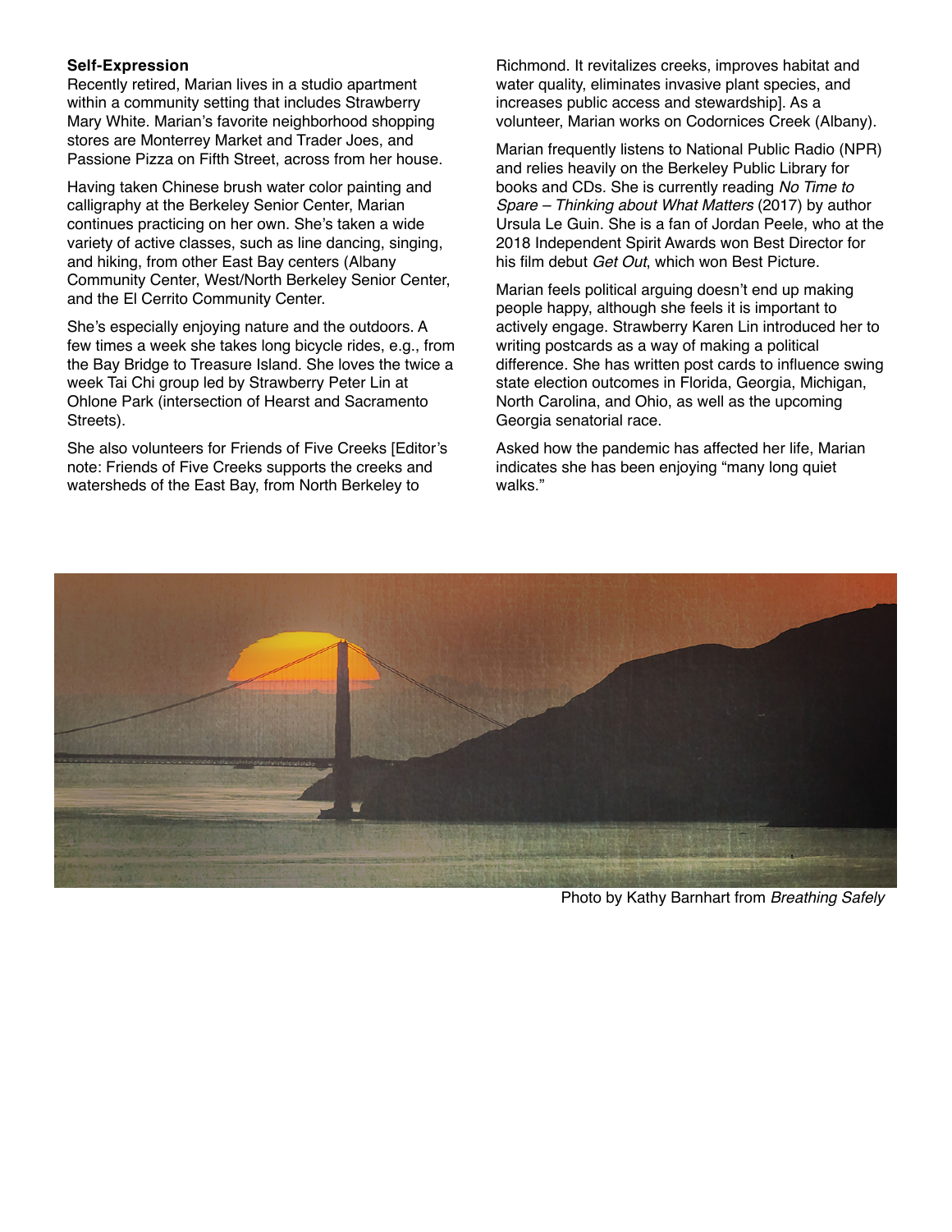**Self-Expression**

Recently retired, Marian lives in a studio apartment within a community setting that includes Strawberry Mary White. Marian's favorite neighborhood shopping stores are Monterrey Market and Trader Joes, and Passione Pizza on Fifth Street, across from her house.

Having taken Chinese brush water color painting and calligraphy at the Berkeley Senior Center, Marian continues practicing on her own. She's taken a wide variety of active classes, such as line dancing, singing, and hiking, from other East Bay centers (Albany Community Center, West/North Berkeley Senior Center, and the El Cerrito Community Center.

She's especially enjoying nature and the outdoors. A few times a week she takes long bicycle rides, e.g., from the Bay Bridge to Treasure Island. She loves the twice a week Tai Chi group led by Strawberry Peter Lin at Ohlone Park (intersection of Hearst and Sacramento Streets).

She also volunteers for Friends of Five Creeks [Editor's note: Friends of Five Creeks supports the creeks and watersheds of the East Bay, from North Berkeley to Richmond. It revitalizes creeks, improves habitat and water quality, eliminates invasive plant species, and increases public access and stewardship]. As a volunteer, Marian works on Codornices Creek (Albany).

Marian frequently listens to National Public Radio (NPR) and relies heavily on the Berkeley Public Library for books and CDs. She is currently reading *No Time to Spare – Thinking about What Matters* (2017) by author Ursula Le Guin. She is a fan of Jordan Peele, who at the 2018 Independent Spirit Awards won Best Director for his film debut *Get Out*, which won Best Picture.

Marian feels political arguing doesn't end up making people happy, although she feels it is important to actively engage. Strawberry Karen Lin introduced her to writing postcards as a way of making a political difference. She has written post cards to influence swing state election outcomes in Florida, Georgia, Michigan, North Carolina, and Ohio, as well as the upcoming Georgia senatorial race.

Asked how the pandemic has affected her life, Marian indicates she has been enjoying "many long quiet walks."

Photo by Kathy Barnhart from *Breathing Safely*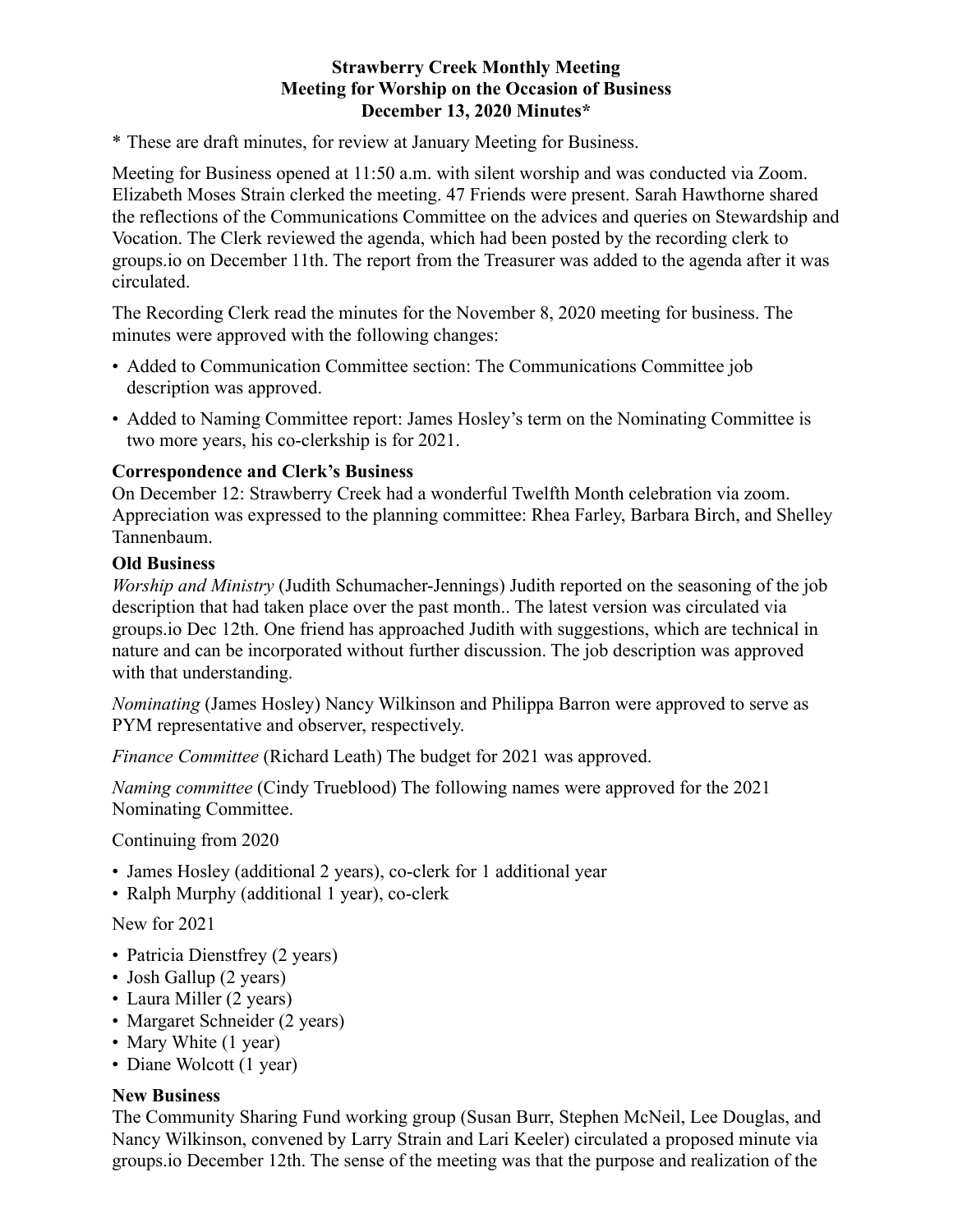**Strawberry Creek Monthly Meeting**
**Meeting for Worship on the Occasion of Business**
**December 13, 2020 Minutes***

* These are draft minutes, for review at January Meeting for Business.

Meeting for Business opened at 11:50 a.m. with silent worship and was conducted via Zoom. Elizabeth Moses Strain clerked the meeting. 47 Friends were present. Sarah Hawthorne shared the reflections of the Communications Committee on the advices and queries on Stewardship and Vocation. The Clerk reviewed the agenda, which had been posted by the recording clerk to groups.io on December 11th. The report from the Treasurer was added to the agenda after it was circulated.

The Recording Clerk read the minutes for the November 8, 2020 meeting for business. The minutes were approved with the following changes:

- Added to Communication Committee section: The Communications Committee job description was approved.
- Added to Naming Committee report: James Hosley's term on the Nominating Committee is two more years, his co-clerkship is for 2021.

**Correspondence and Clerk's Business**
On December 12: Strawberry Creek had a wonderful Twelfth Month celebration via zoom. Appreciation was expressed to the planning committee: Rhea Farley, Barbara Birch, and Shelley Tannenbaum.

**Old Business**
*Worship and Ministry* (Judith Schumacher-Jennings) Judith reported on the seasoning of the job description that had taken place over the past month.. The latest version was circulated via groups.io Dec 12th. One friend has approached Judith with suggestions, which are technical in nature and can be incorporated without further discussion. The job description was approved with that understanding.

*Nominating* (James Hosley) Nancy Wilkinson and Philippa Barron were approved to serve as PYM representative and observer, respectively.

*Finance Committee* (Richard Leath) The budget for 2021 was approved.

*Naming committee* (Cindy Trueblood) The following names were approved for the 2021 Nominating Committee.

Continuing from 2020

- James Hosley (additional 2 years), co-clerk for 1 additional year
- Ralph Murphy (additional 1 year), co-clerk

New for 2021

- Patricia Dienstfrey (2 years)
- Josh Gallup (2 years)
- Laura Miller (2 years)
- Margaret Schneider (2 years)
- Mary White (1 year)
- Diane Wolcott (1 year)

**New Business**
The Community Sharing Fund working group (Susan Burr, Stephen McNeil, Lee Douglas, and Nancy Wilkinson, convened by Larry Strain and Lari Keeler) circulated a proposed minute via groups.io December 12th. The sense of the meeting was that the purpose and realization of the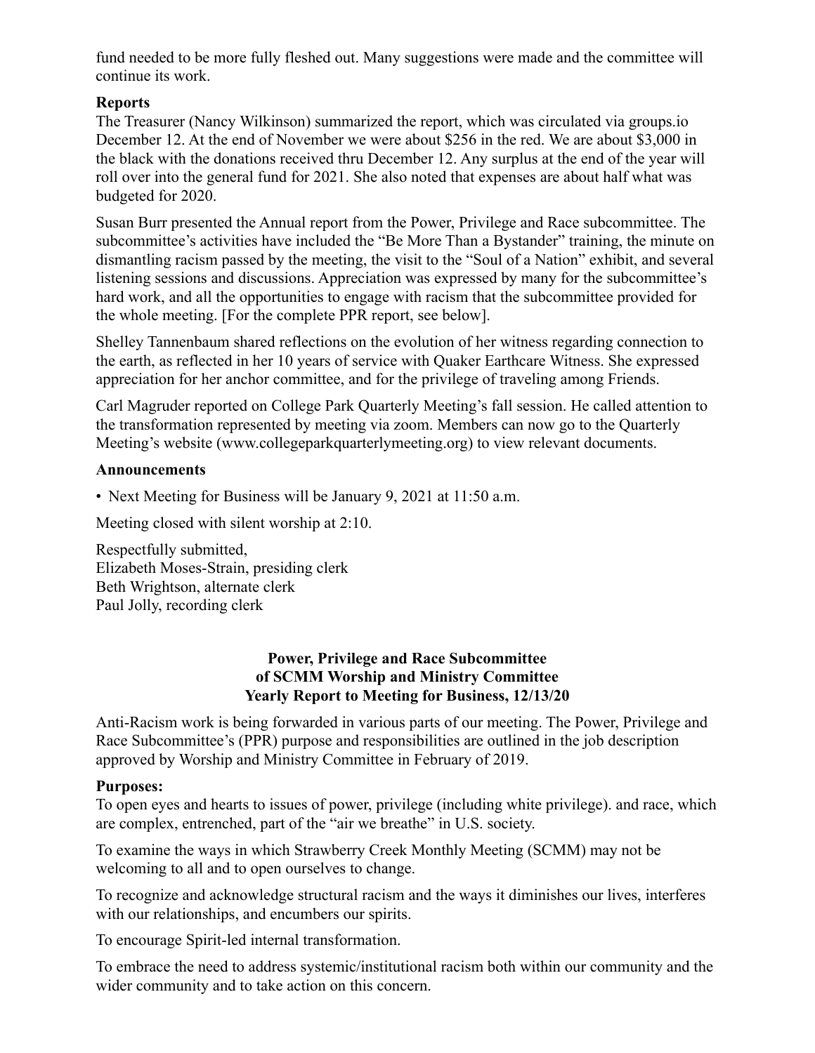fund needed to be more fully fleshed out. Many suggestions were made and the committee will continue its work.

**Reports**

The Treasurer (Nancy Wilkinson) summarized the report, which was circulated via groups.io December 12. At the end of November we were about $256 in the red. We are about $3,000 in the black with the donations received thru December 12. Any surplus at the end of the year will roll over into the general fund for 2021. She also noted that expenses are about half what was budgeted for 2020.

Susan Burr presented the Annual report from the Power, Privilege and Race subcommittee. The subcommittee's activities have included the "Be More Than a Bystander" training, the minute on dismantling racism passed by the meeting, the visit to the "Soul of a Nation" exhibit, and several listening sessions and discussions. Appreciation was expressed by many for the subcommittee's hard work, and all the opportunities to engage with racism that the subcommittee provided for the whole meeting. [For the complete PPR report, see below].

Shelley Tannenbaum shared reflections on the evolution of her witness regarding connection to the earth, as reflected in her 10 years of service with Quaker Earthcare Witness. She expressed appreciation for her anchor committee, and for the privilege of traveling among Friends.

Carl Magruder reported on College Park Quarterly Meeting's fall session. He called attention to the transformation represented by meeting via zoom. Members can now go to the Quarterly Meeting's website (www.collegeparkquarterlymeeting.org) to view relevant documents.

**Announcements**

- Next Meeting for Business will be January 9, 2021 at 11:50 a.m.

Meeting closed with silent worship at 2:10.

Respectfully submitted,
Elizabeth Moses-Strain, presiding clerk
Beth Wrightson, alternate clerk
Paul Jolly, recording clerk

## Power, Privilege and Race Subcommittee of SCMM Worship and Ministry Committee Yearly Report to Meeting for Business, 12/13/20

Anti-Racism work is being forwarded in various parts of our meeting. The Power, Privilege and Race Subcommittee's (PPR) purpose and responsibilities are outlined in the job description approved by Worship and Ministry Committee in February of 2019.

**Purposes:**

To open eyes and hearts to issues of power, privilege (including white privilege). and race, which are complex, entrenched, part of the "air we breathe" in U.S. society.

To examine the ways in which Strawberry Creek Monthly Meeting (SCMM) may not be welcoming to all and to open ourselves to change.

To recognize and acknowledge structural racism and the ways it diminishes our lives, interferes with our relationships, and encumbers our spirits.

To encourage Spirit-led internal transformation.

To embrace the need to address systemic/institutional racism both within our community and the wider community and to take action on this concern.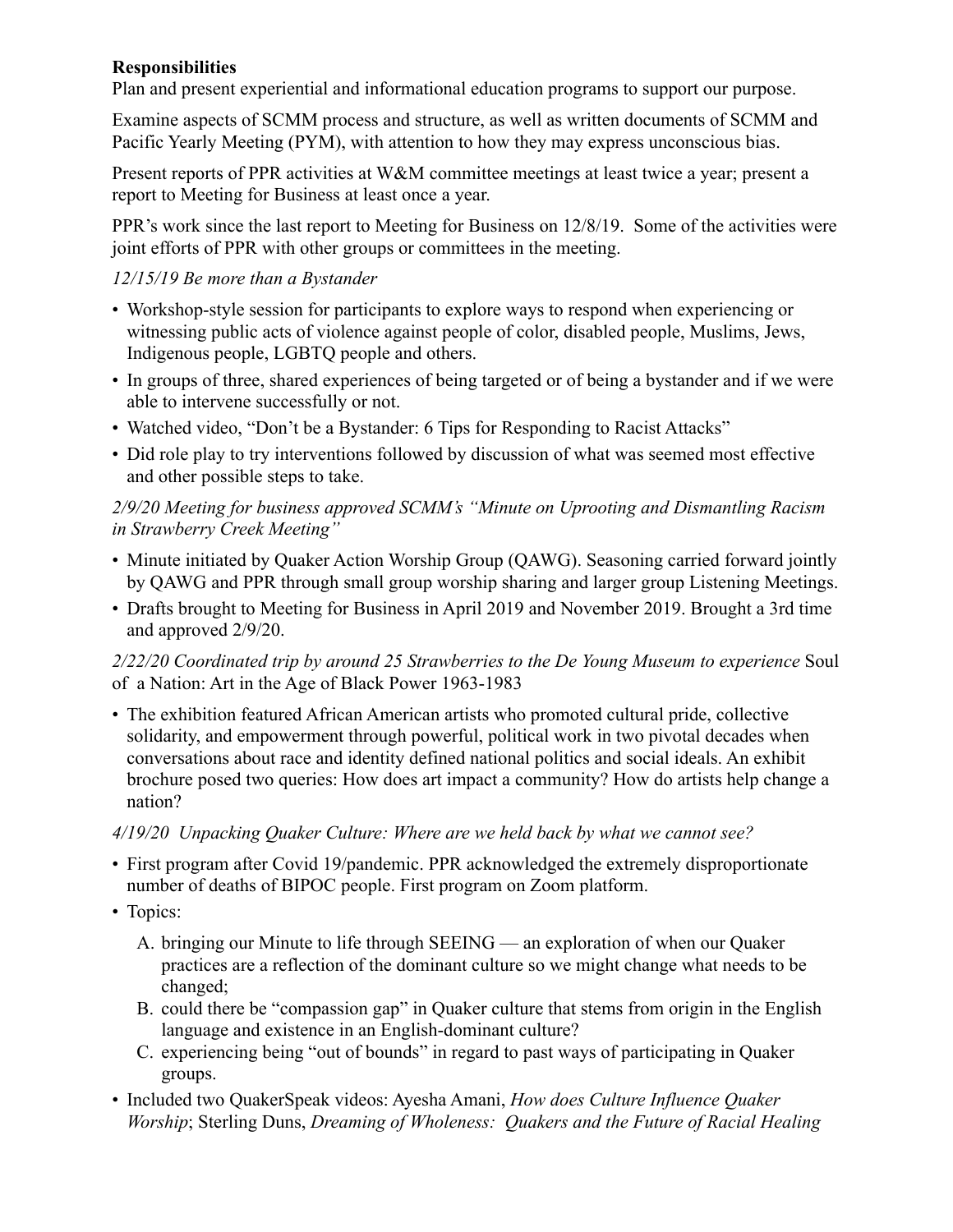**Responsibilities**

Plan and present experiential and informational education programs to support our purpose.

Examine aspects of SCMM process and structure, as well as written documents of SCMM and Pacific Yearly Meeting (PYM), with attention to how they may express unconscious bias.

Present reports of PPR activities at W&M committee meetings at least twice a year; present a report to Meeting for Business at least once a year.

PPR's work since the last report to Meeting for Business on 12/8/19. Some of the activities were joint efforts of PPR with other groups or committees in the meeting.

*12/15/19 Be more than a Bystander*

- Workshop-style session for participants to explore ways to respond when experiencing or witnessing public acts of violence against people of color, disabled people, Muslims, Jews, Indigenous people, LGBTQ people and others.
- In groups of three, shared experiences of being targeted or of being a bystander and if we were able to intervene successfully or not.
- Watched video, "Don't be a Bystander: 6 Tips for Responding to Racist Attacks"
- Did role play to try interventions followed by discussion of what was seemed most effective and other possible steps to take.

*2/9/20 Meeting for business approved SCMM's "Minute on Uprooting and Dismantling Racism in Strawberry Creek Meeting"*

- Minute initiated by Quaker Action Worship Group (QAWG). Seasoning carried forward jointly by QAWG and PPR through small group worship sharing and larger group Listening Meetings.
- Drafts brought to Meeting for Business in April 2019 and November 2019. Brought a 3rd time and approved 2/9/20.

*2/22/20 Coordinated trip by around 25 Strawberries to the De Young Museum to experience* Soul of a Nation: Art in the Age of Black Power 1963-1983

- The exhibition featured African American artists who promoted cultural pride, collective solidarity, and empowerment through powerful, political work in two pivotal decades when conversations about race and identity defined national politics and social ideals. An exhibit brochure posed two queries: How does art impact a community? How do artists help change a nation?

*4/19/20 Unpacking Quaker Culture: Where are we held back by what we cannot see?*

- First program after Covid 19/pandemic. PPR acknowledged the extremely disproportionate number of deaths of BIPOC people. First program on Zoom platform.
- Topics:
  A. bringing our Minute to life through SEEING — an exploration of when our Quaker practices are a reflection of the dominant culture so we might change what needs to be changed;
  B. could there be "compassion gap" in Quaker culture that stems from origin in the English language and existence in an English-dominant culture?
  C. experiencing being "out of bounds" in regard to past ways of participating in Quaker groups.
- Included two QuakerSpeak videos: Ayesha Amani, *How does Culture Influence Quaker Worship*; Sterling Duns, *Dreaming of Wholeness: Quakers and the Future of Racial Healing*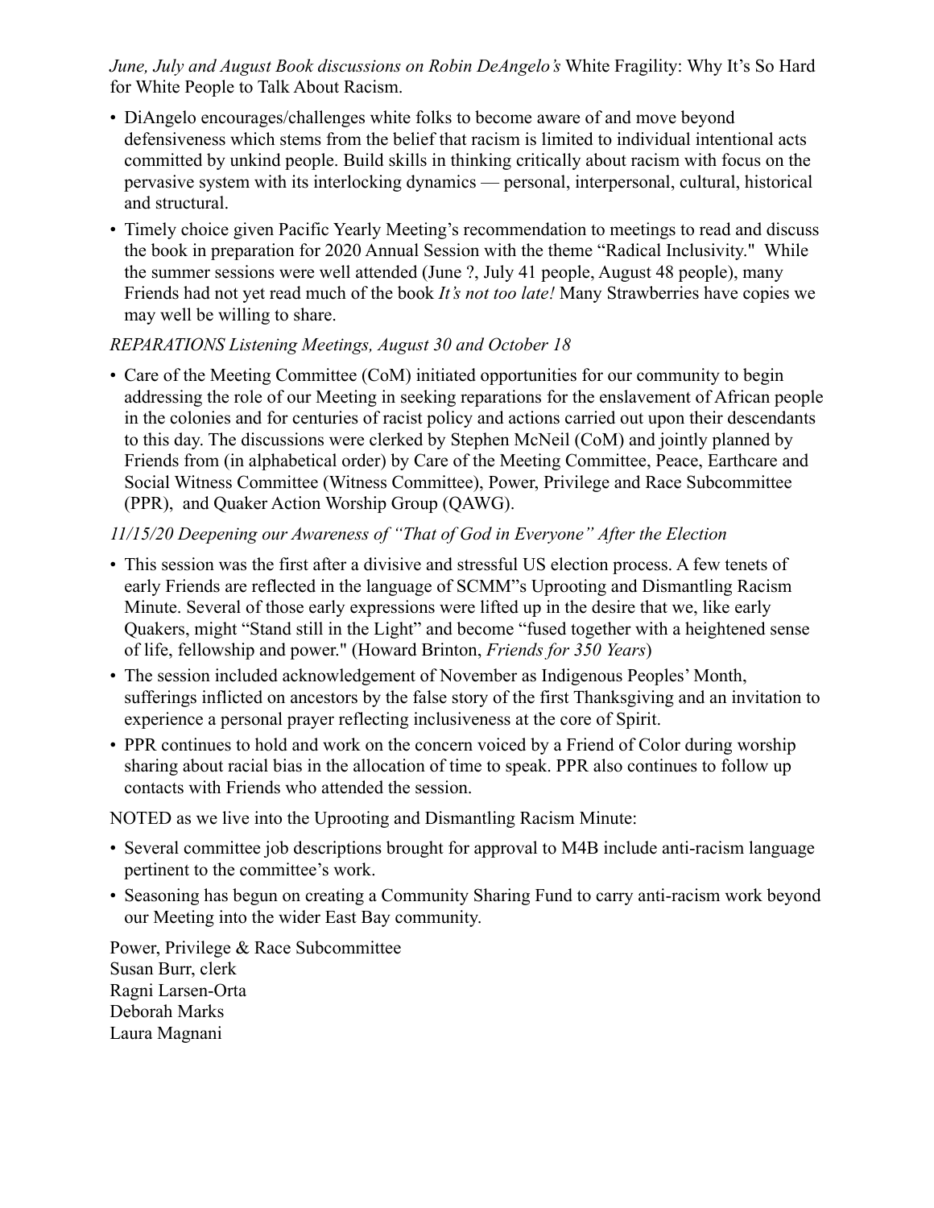*June, July and August Book discussions on Robin DeAngelo's* White Fragility: Why It's So Hard for White People to Talk About Racism.

- DiAngelo encourages/challenges white folks to become aware of and move beyond defensiveness which stems from the belief that racism is limited to individual intentional acts committed by unkind people. Build skills in thinking critically about racism with focus on the pervasive system with its interlocking dynamics — personal, interpersonal, cultural, historical and structural.
- Timely choice given Pacific Yearly Meeting's recommendation to meetings to read and discuss the book in preparation for 2020 Annual Session with the theme "Radical Inclusivity." While the summer sessions were well attended (June ?, July 41 people, August 48 people), many Friends had not yet read much of the book *It's not too late!* Many Strawberries have copies we may well be willing to share.

*REPARATIONS Listening Meetings, August 30 and October 18*

- Care of the Meeting Committee (CoM) initiated opportunities for our community to begin addressing the role of our Meeting in seeking reparations for the enslavement of African people in the colonies and for centuries of racist policy and actions carried out upon their descendants to this day. The discussions were clerked by Stephen McNeil (CoM) and jointly planned by Friends from (in alphabetical order) by Care of the Meeting Committee, Peace, Earthcare and Social Witness Committee (Witness Committee), Power, Privilege and Race Subcommittee (PPR), and Quaker Action Worship Group (QAWG).

*11/15/20 Deepening our Awareness of "That of God in Everyone" After the Election*

- This session was the first after a divisive and stressful US election process. A few tenets of early Friends are reflected in the language of SCMM"s Uprooting and Dismantling Racism Minute. Several of those early expressions were lifted up in the desire that we, like early Quakers, might "Stand still in the Light" and become "fused together with a heightened sense of life, fellowship and power." (Howard Brinton, *Friends for 350 Years*)
- The session included acknowledgement of November as Indigenous Peoples' Month, sufferings inflicted on ancestors by the false story of the first Thanksgiving and an invitation to experience a personal prayer reflecting inclusiveness at the core of Spirit.
- PPR continues to hold and work on the concern voiced by a Friend of Color during worship sharing about racial bias in the allocation of time to speak. PPR also continues to follow up contacts with Friends who attended the session.

NOTED as we live into the Uprooting and Dismantling Racism Minute:

- Several committee job descriptions brought for approval to M4B include anti-racism language pertinent to the committee's work.
- Seasoning has begun on creating a Community Sharing Fund to carry anti-racism work beyond our Meeting into the wider East Bay community.

Power, Privilege & Race Subcommittee
Susan Burr, clerk
Ragni Larsen-Orta
Deborah Marks
Laura Magnani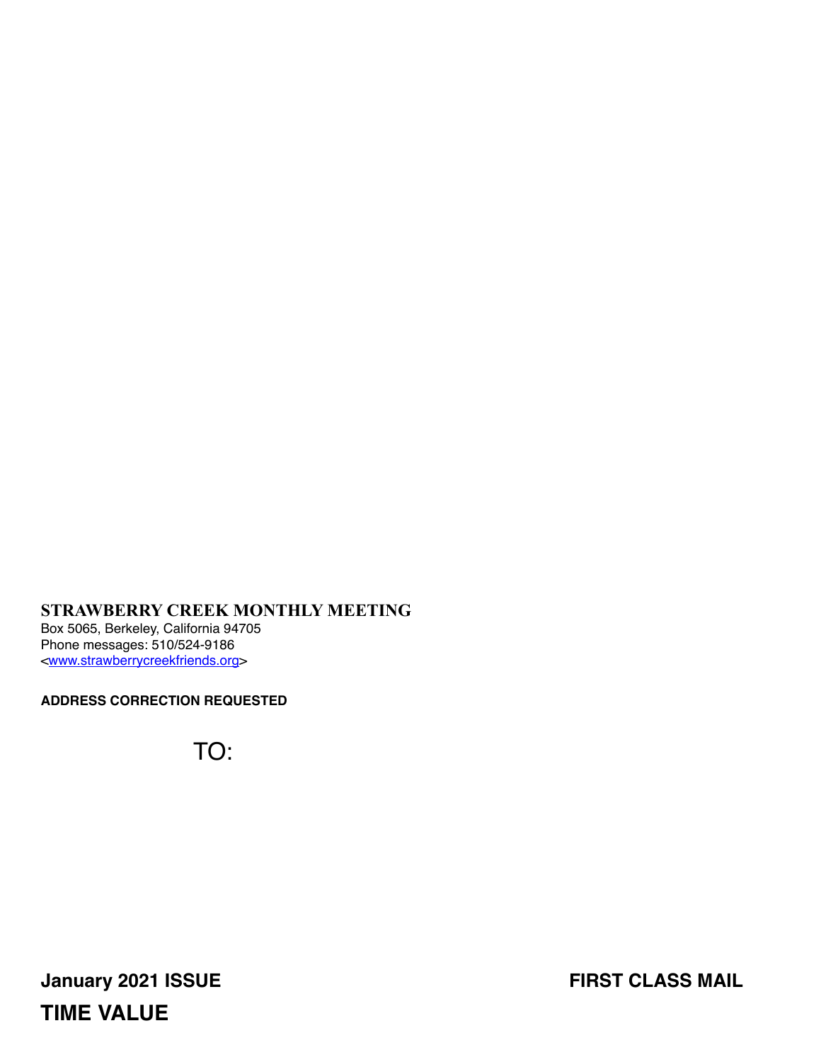**STRAWBERRY CREEK MONTHLY MEETING**
Box 5065, Berkeley, California 94705
Phone messages: 510/524-9186
<www.strawberrycreekfriends.org>

**ADDRESS CORRECTION REQUESTED**

TO:

**January 2021 ISSUE**

**TIME VALUE**

**FIRST CLASS MAIL**